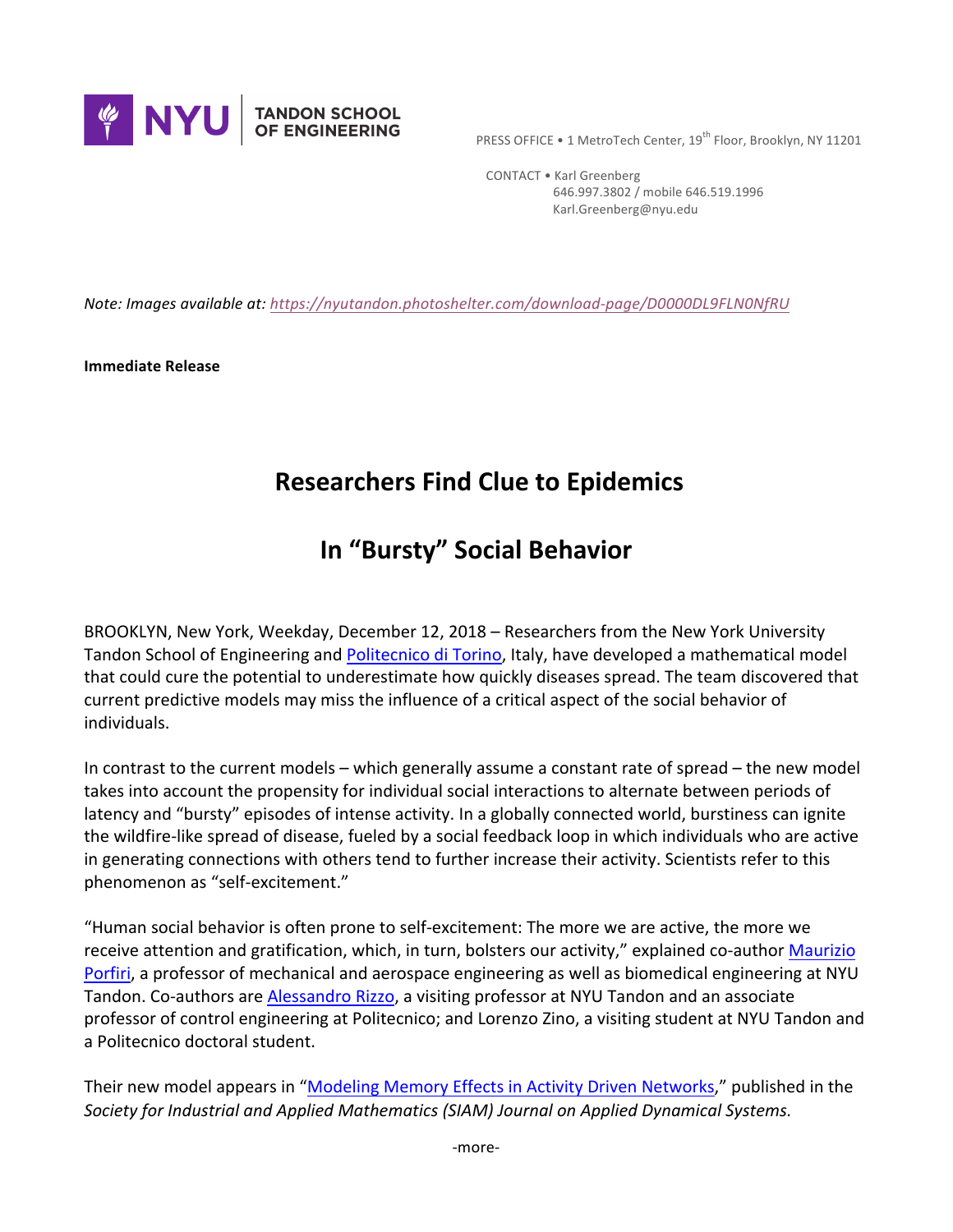NYU TANDON SCHOOL OF ENGINEERING

PRESS OFFICE • 1 MetroTech Center, 19th Floor, Brooklyn, NY 11201

CONTACT • Karl Greenberg
646.997.3802 / mobile 646.519.1996
Karl.Greenberg@nyu.edu

*Note: Images available at: https://nyutandon.photoshelter.com/download-page/D0000DL9FLN0NfRU*

**Immediate Release**

# Researchers Find Clue to Epidemics

# In "Bursty" Social Behavior

BROOKLYN, New York, Weekday, December 12, 2018 – Researchers from the New York University Tandon School of Engineering and Politecnico di Torino, Italy, have developed a mathematical model that could cure the potential to underestimate how quickly diseases spread. The team discovered that current predictive models may miss the influence of a critical aspect of the social behavior of individuals.

In contrast to the current models – which generally assume a constant rate of spread – the new model takes into account the propensity for individual social interactions to alternate between periods of latency and "bursty" episodes of intense activity. In a globally connected world, burstiness can ignite the wildfire-like spread of disease, fueled by a social feedback loop in which individuals who are active in generating connections with others tend to further increase their activity. Scientists refer to this phenomenon as "self-excitement."

"Human social behavior is often prone to self-excitement: The more we are active, the more we receive attention and gratification, which, in turn, bolsters our activity," explained co-author Maurizio Porfiri, a professor of mechanical and aerospace engineering as well as biomedical engineering at NYU Tandon. Co-authors are Alessandro Rizzo, a visiting professor at NYU Tandon and an associate professor of control engineering at Politecnico; and Lorenzo Zino, a visiting student at NYU Tandon and a Politecnico doctoral student.

Their new model appears in "Modeling Memory Effects in Activity Driven Networks," published in the *Society for Industrial and Applied Mathematics (SIAM) Journal on Applied Dynamical Systems.*

-more-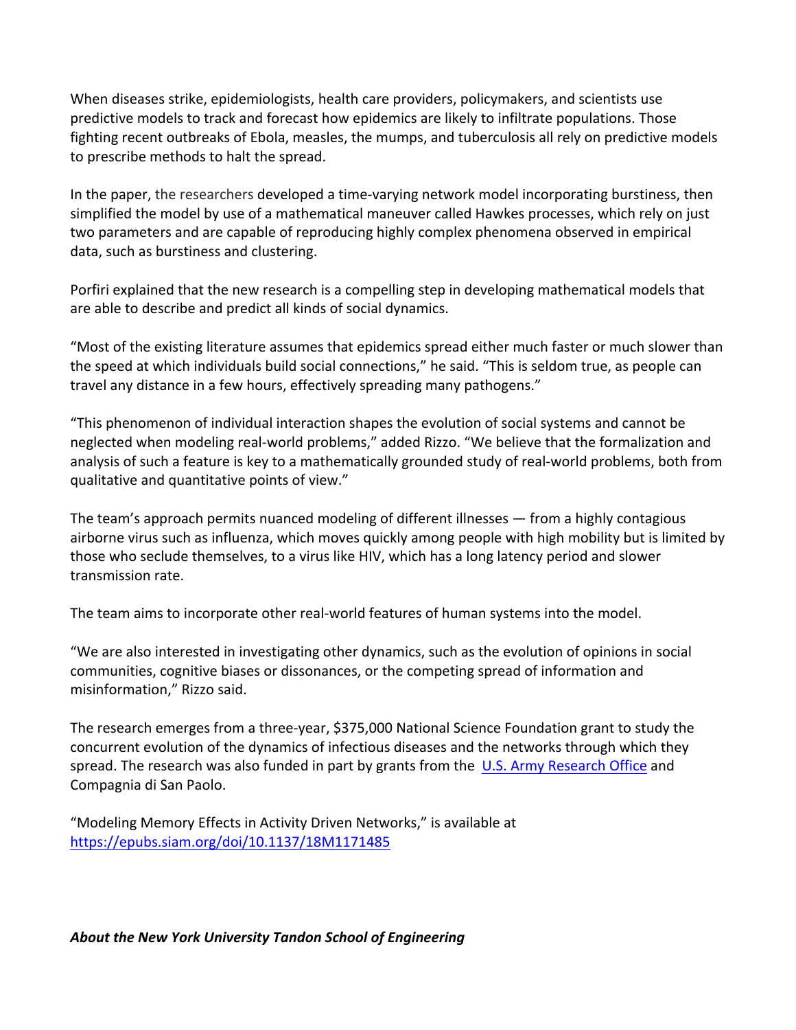When diseases strike, epidemiologists, health care providers, policymakers, and scientists use predictive models to track and forecast how epidemics are likely to infiltrate populations. Those fighting recent outbreaks of Ebola, measles, the mumps, and tuberculosis all rely on predictive models to prescribe methods to halt the spread.

In the paper, the researchers developed a time-varying network model incorporating burstiness, then simplified the model by use of a mathematical maneuver called Hawkes processes, which rely on just two parameters and are capable of reproducing highly complex phenomena observed in empirical data, such as burstiness and clustering.

Porfiri explained that the new research is a compelling step in developing mathematical models that are able to describe and predict all kinds of social dynamics.

"Most of the existing literature assumes that epidemics spread either much faster or much slower than the speed at which individuals build social connections," he said. "This is seldom true, as people can travel any distance in a few hours, effectively spreading many pathogens."

"This phenomenon of individual interaction shapes the evolution of social systems and cannot be neglected when modeling real-world problems," added Rizzo. "We believe that the formalization and analysis of such a feature is key to a mathematically grounded study of real-world problems, both from qualitative and quantitative points of view."

The team's approach permits nuanced modeling of different illnesses — from a highly contagious airborne virus such as influenza, which moves quickly among people with high mobility but is limited by those who seclude themselves, to a virus like HIV, which has a long latency period and slower transmission rate.

The team aims to incorporate other real-world features of human systems into the model.

"We are also interested in investigating other dynamics, such as the evolution of opinions in social communities, cognitive biases or dissonances, or the competing spread of information and misinformation," Rizzo said.

The research emerges from a three-year, $375,000 National Science Foundation grant to study the concurrent evolution of the dynamics of infectious diseases and the networks through which they spread. The research was also funded in part by grants from the [U.S. Army Research Office] and Compagnia di San Paolo.

"Modeling Memory Effects in Activity Driven Networks," is available at https://epubs.siam.org/doi/10.1137/18M1171485

***About the New York University Tandon School of Engineering***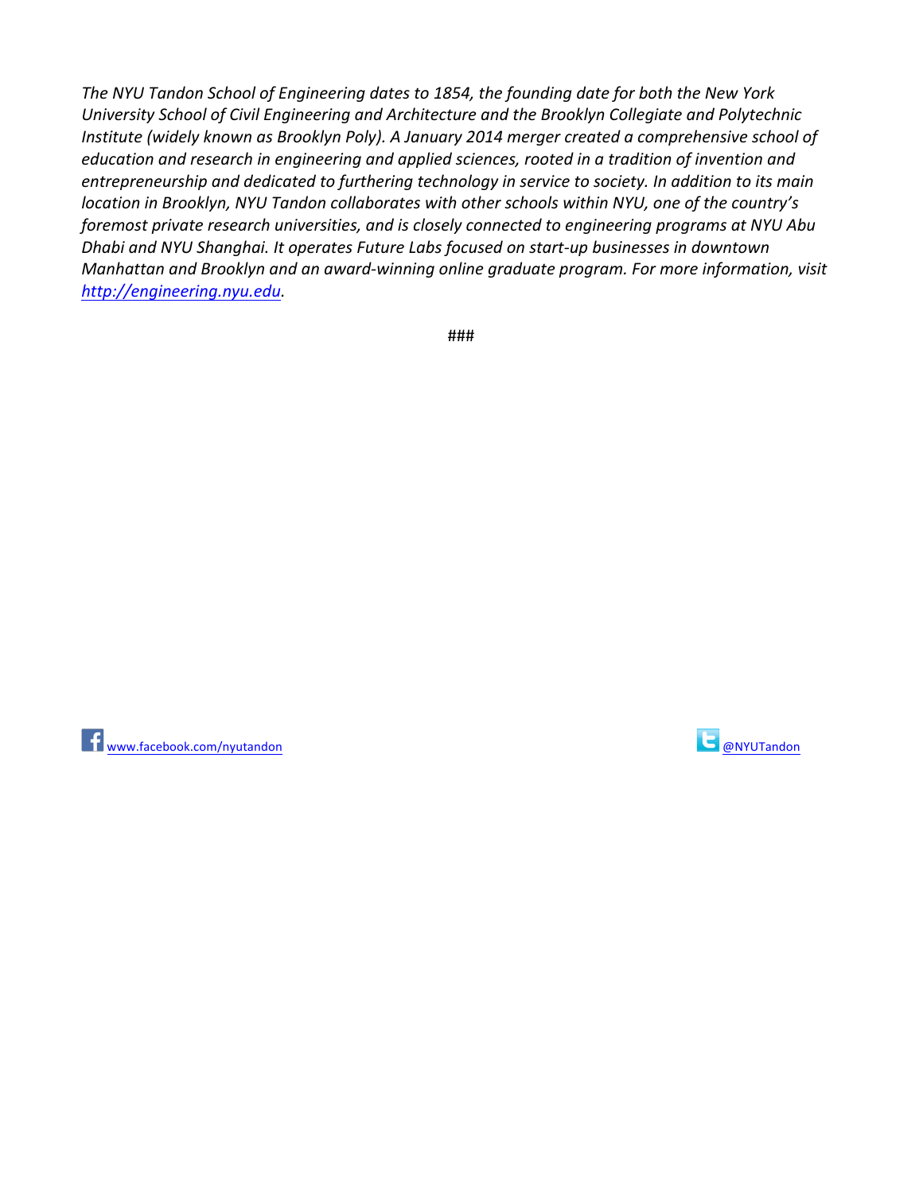*The NYU Tandon School of Engineering dates to 1854, the founding date for both the New York University School of Civil Engineering and Architecture and the Brooklyn Collegiate and Polytechnic Institute (widely known as Brooklyn Poly). A January 2014 merger created a comprehensive school of education and research in engineering and applied sciences, rooted in a tradition of invention and entrepreneurship and dedicated to furthering technology in service to society. In addition to its main location in Brooklyn, NYU Tandon collaborates with other schools within NYU, one of the country's foremost private research universities, and is closely connected to engineering programs at NYU Abu Dhabi and NYU Shanghai. It operates Future Labs focused on start-up businesses in downtown Manhattan and Brooklyn and an award-winning online graduate program. For more information, visit [http://engineering.nyu.edu](http://engineering.nyu.edu).*

###

[www.facebook.com/nyutandon](http://www.facebook.com/nyutandon)

[@NYUTandon](https://twitter.com/NYUTandon)